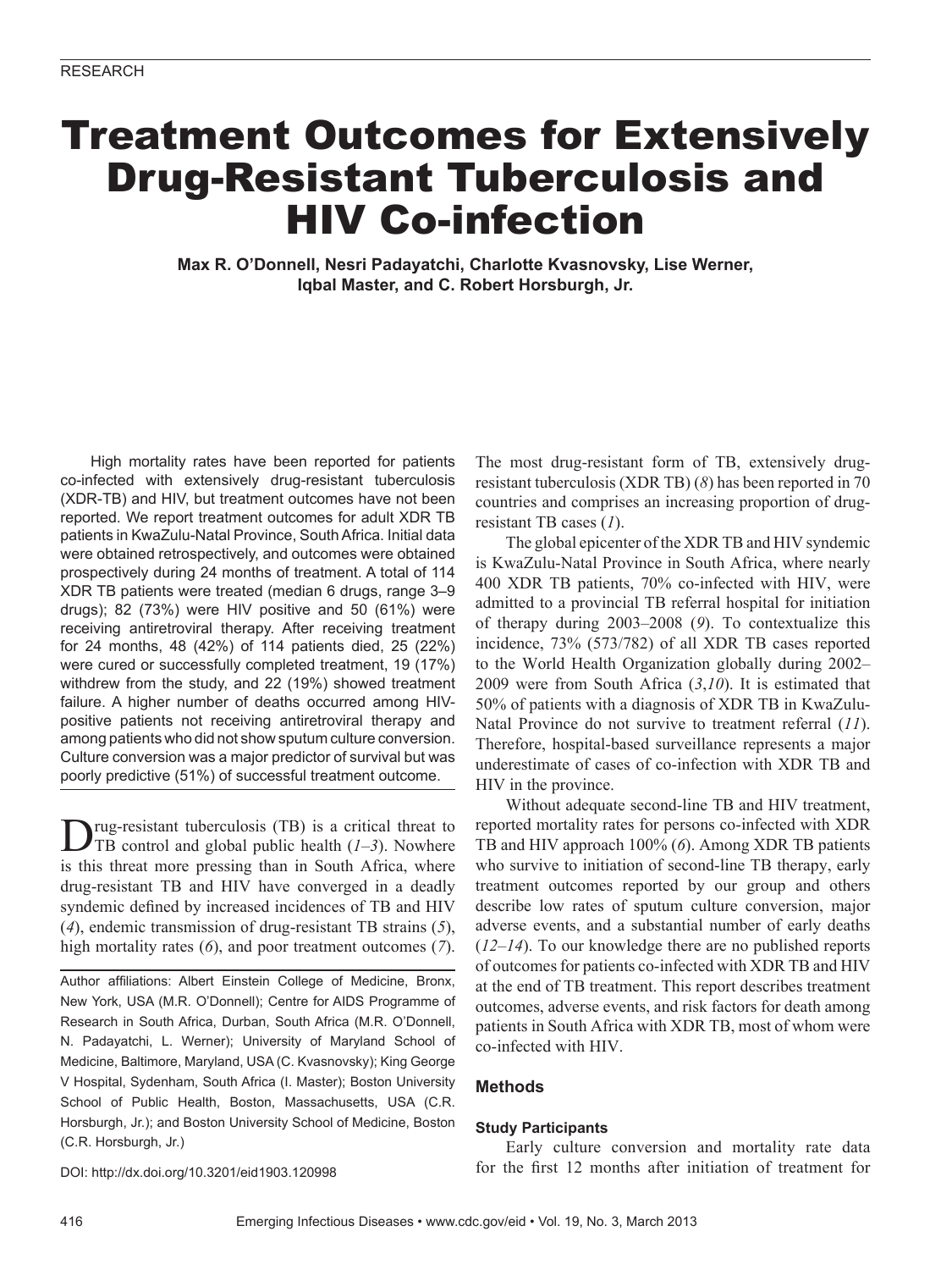RESEARCH

# Treatment Outcomes for Extensively Drug-Resistant Tuberculosis and HIV Co-infection

**Max R. O'Donnell, Nesri Padayatchi, Charlotte Kvasnovsky, Lise Werner, Iqbal Master, and C. Robert Horsburgh, Jr.**

High mortality rates have been reported for patients co-infected with extensively drug-resistant tuberculosis (XDR-TB) and HIV, but treatment outcomes have not been reported. We report treatment outcomes for adult XDR TB patients in KwaZulu-Natal Province, South Africa. Initial data were obtained retrospectively, and outcomes were obtained prospectively during 24 months of treatment. A total of 114 XDR TB patients were treated (median 6 drugs, range 3–9 drugs); 82 (73%) were HIV positive and 50 (61%) were receiving antiretroviral therapy. After receiving treatment for 24 months, 48 (42%) of 114 patients died, 25 (22%) were cured or successfully completed treatment, 19 (17%) withdrew from the study, and 22 (19%) showed treatment failure. A higher number of deaths occurred among HIV-positive patients not receiving antiretroviral therapy and among patients who did not show sputum culture conversion. Culture conversion was a major predictor of survival but was poorly predictive (51%) of successful treatment outcome.

Drug-resistant tuberculosis (TB) is a critical threat to TB control and global public health (*1–3*). Nowhere is this threat more pressing than in South Africa, where drug-resistant TB and HIV have converged in a deadly syndemic defined by increased incidences of TB and HIV (*4*), endemic transmission of drug-resistant TB strains (*5*), high mortality rates (*6*), and poor treatment outcomes (*7*).

Author affiliations: Albert Einstein College of Medicine, Bronx, New York, USA (M.R. O'Donnell); Centre for AIDS Programme of Research in South Africa, Durban, South Africa (M.R. O'Donnell, N. Padayatchi, L. Werner); University of Maryland School of Medicine, Baltimore, Maryland, USA (C. Kvasnovsky); King George V Hospital, Sydenham, South Africa (I. Master); Boston University School of Public Health, Boston, Massachusetts, USA (C.R. Horsburgh, Jr.); and Boston University School of Medicine, Boston (C.R. Horsburgh, Jr.)

DOI: http://dx.doi.org/10.3201/eid1903.120998

The most drug-resistant form of TB, extensively drug-resistant tuberculosis (XDR TB) (*8*) has been reported in 70 countries and comprises an increasing proportion of drug-resistant TB cases (*1*).

The global epicenter of the XDR TB and HIV syndemic is KwaZulu-Natal Province in South Africa, where nearly 400 XDR TB patients, 70% co-infected with HIV, were admitted to a provincial TB referral hospital for initiation of therapy during 2003–2008 (*9*). To contextualize this incidence, 73% (573/782) of all XDR TB cases reported to the World Health Organization globally during 2002–2009 were from South Africa (*3*,*10*). It is estimated that 50% of patients with a diagnosis of XDR TB in KwaZulu-Natal Province do not survive to treatment referral (*11*). Therefore, hospital-based surveillance represents a major underestimate of cases of co-infection with XDR TB and HIV in the province.

Without adequate second-line TB and HIV treatment, reported mortality rates for persons co-infected with XDR TB and HIV approach 100% (*6*). Among XDR TB patients who survive to initiation of second-line TB therapy, early treatment outcomes reported by our group and others describe low rates of sputum culture conversion, major adverse events, and a substantial number of early deaths (*12–14*). To our knowledge there are no published reports of outcomes for patients co-infected with XDR TB and HIV at the end of TB treatment. This report describes treatment outcomes, adverse events, and risk factors for death among patients in South Africa with XDR TB, most of whom were co-infected with HIV.

## Methods

### Study Participants

Early culture conversion and mortality rate data for the first 12 months after initiation of treatment for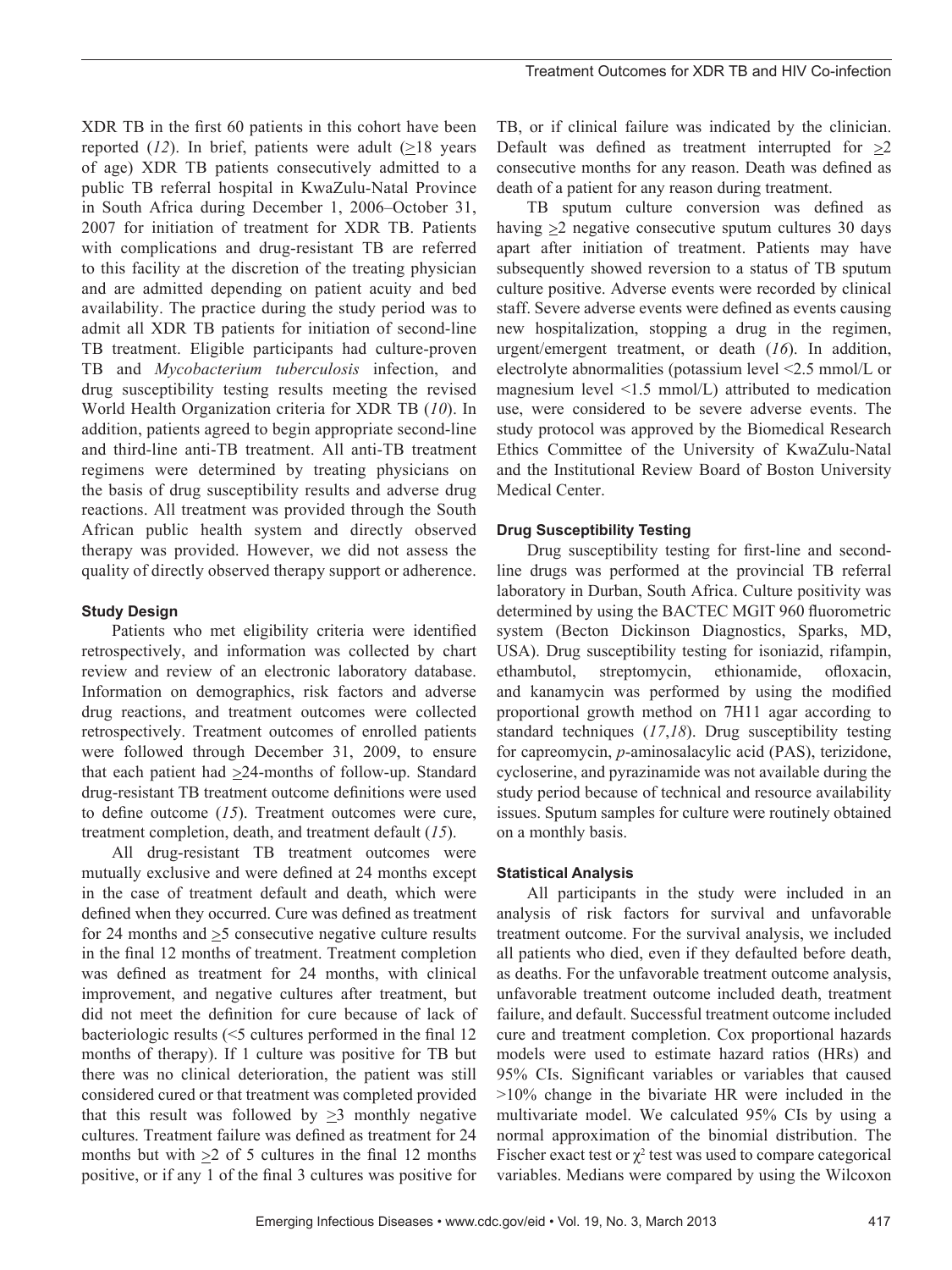XDR TB in the first 60 patients in this cohort have been reported (*12*). In brief, patients were adult (≥18 years of age) XDR TB patients consecutively admitted to a public TB referral hospital in KwaZulu-Natal Province in South Africa during December 1, 2006–October 31, 2007 for initiation of treatment for XDR TB. Patients with complications and drug-resistant TB are referred to this facility at the discretion of the treating physician and are admitted depending on patient acuity and bed availability. The practice during the study period was to admit all XDR TB patients for initiation of second-line TB treatment. Eligible participants had culture-proven TB and *Mycobacterium tuberculosis* infection, and drug susceptibility testing results meeting the revised World Health Organization criteria for XDR TB (*10*). In addition, patients agreed to begin appropriate second-line and third-line anti-TB treatment. All anti-TB treatment regimens were determined by treating physicians on the basis of drug susceptibility results and adverse drug reactions. All treatment was provided through the South African public health system and directly observed therapy was provided. However, we did not assess the quality of directly observed therapy support or adherence.

### Study Design

Patients who met eligibility criteria were identified retrospectively, and information was collected by chart review and review of an electronic laboratory database. Information on demographics, risk factors and adverse drug reactions, and treatment outcomes were collected retrospectively. Treatment outcomes of enrolled patients were followed through December 31, 2009, to ensure that each patient had ≥24-months of follow-up. Standard drug-resistant TB treatment outcome definitions were used to define outcome (*15*). Treatment outcomes were cure, treatment completion, death, and treatment default (*15*).

All drug-resistant TB treatment outcomes were mutually exclusive and were defined at 24 months except in the case of treatment default and death, which were defined when they occurred. Cure was defined as treatment for 24 months and ≥5 consecutive negative culture results in the final 12 months of treatment. Treatment completion was defined as treatment for 24 months, with clinical improvement, and negative cultures after treatment, but did not meet the definition for cure because of lack of bacteriologic results (<5 cultures performed in the final 12 months of therapy). If 1 culture was positive for TB but there was no clinical deterioration, the patient was still considered cured or that treatment was completed provided that this result was followed by ≥3 monthly negative cultures. Treatment failure was defined as treatment for 24 months but with ≥2 of 5 cultures in the final 12 months positive, or if any 1 of the final 3 cultures was positive for TB, or if clinical failure was indicated by the clinician. Default was defined as treatment interrupted for ≥2 consecutive months for any reason. Death was defined as death of a patient for any reason during treatment.

TB sputum culture conversion was defined as having ≥2 negative consecutive sputum cultures 30 days apart after initiation of treatment. Patients may have subsequently showed reversion to a status of TB sputum culture positive. Adverse events were recorded by clinical staff. Severe adverse events were defined as events causing new hospitalization, stopping a drug in the regimen, urgent/emergent treatment, or death (*16*). In addition, electrolyte abnormalities (potassium level <2.5 mmol/L or magnesium level <1.5 mmol/L) attributed to medication use, were considered to be severe adverse events. The study protocol was approved by the Biomedical Research Ethics Committee of the University of KwaZulu-Natal and the Institutional Review Board of Boston University Medical Center.

### Drug Susceptibility Testing

Drug susceptibility testing for first-line and second-line drugs was performed at the provincial TB referral laboratory in Durban, South Africa. Culture positivity was determined by using the BACTEC MGIT 960 fluorometric system (Becton Dickinson Diagnostics, Sparks, MD, USA). Drug susceptibility testing for isoniazid, rifampin, ethambutol, streptomycin, ethionamide, ofloxacin, and kanamycin was performed by using the modified proportional growth method on 7H11 agar according to standard techniques (*17*,*18*). Drug susceptibility testing for capreomycin, *p*-aminosalacylic acid (PAS), terizidone, cycloserine, and pyrazinamide was not available during the study period because of technical and resource availability issues. Sputum samples for culture were routinely obtained on a monthly basis.

### Statistical Analysis

All participants in the study were included in an analysis of risk factors for survival and unfavorable treatment outcome. For the survival analysis, we included all patients who died, even if they defaulted before death, as deaths. For the unfavorable treatment outcome analysis, unfavorable treatment outcome included death, treatment failure, and default. Successful treatment outcome included cure and treatment completion. Cox proportional hazards models were used to estimate hazard ratios (HRs) and 95% CIs. Significant variables or variables that caused >10% change in the bivariate HR were included in the multivariate model. We calculated 95% CIs by using a normal approximation of the binomial distribution. The Fischer exact test or $\chi^2$ test was used to compare categorical variables. Medians were compared by using the Wilcoxon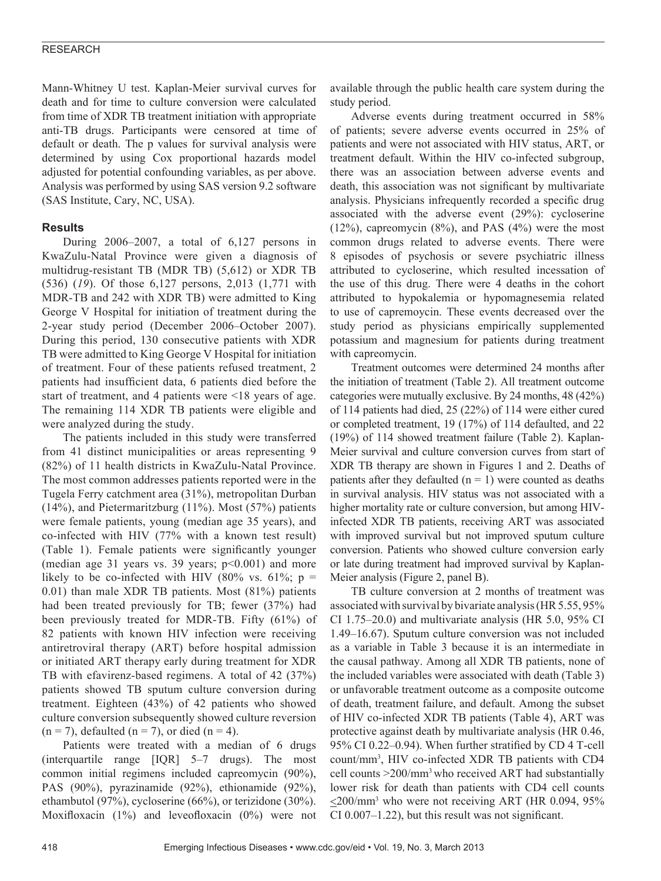Mann-Whitney U test. Kaplan-Meier survival curves for death and for time to culture conversion were calculated from time of XDR TB treatment initiation with appropriate anti-TB drugs. Participants were censored at time of default or death. The p values for survival analysis were determined by using Cox proportional hazards model adjusted for potential confounding variables, as per above. Analysis was performed by using SAS version 9.2 software (SAS Institute, Cary, NC, USA).

## Results

During 2006–2007, a total of 6,127 persons in KwaZulu-Natal Province were given a diagnosis of multidrug-resistant TB (MDR TB) (5,612) or XDR TB (536) (*19*). Of those 6,127 persons, 2,013 (1,771 with MDR-TB and 242 with XDR TB) were admitted to King George V Hospital for initiation of treatment during the 2-year study period (December 2006–October 2007). During this period, 130 consecutive patients with XDR TB were admitted to King George V Hospital for initiation of treatment. Four of these patients refused treatment, 2 patients had insufficient data, 6 patients died before the start of treatment, and 4 patients were <18 years of age. The remaining 114 XDR TB patients were eligible and were analyzed during the study.

The patients included in this study were transferred from 41 distinct municipalities or areas representing 9 (82%) of 11 health districts in KwaZulu-Natal Province. The most common addresses patients reported were in the Tugela Ferry catchment area (31%), metropolitan Durban (14%), and Pietermaritzburg (11%). Most (57%) patients were female patients, young (median age 35 years), and co-infected with HIV (77% with a known test result) (Table 1). Female patients were significantly younger (median age 31 years vs. 39 years; p<0.001) and more likely to be co-infected with HIV (80% vs. 61%; p = 0.01) than male XDR TB patients. Most (81%) patients had been treated previously for TB; fewer (37%) had been previously treated for MDR-TB. Fifty (61%) of 82 patients with known HIV infection were receiving antiretroviral therapy (ART) before hospital admission or initiated ART therapy early during treatment for XDR TB with efavirenz-based regimens. A total of 42 (37%) patients showed TB sputum culture conversion during treatment. Eighteen (43%) of 42 patients who showed culture conversion subsequently showed culture reversion (n = 7), defaulted (n = 7), or died (n = 4).

Patients were treated with a median of 6 drugs (interquartile range [IQR] 5–7 drugs). The most common initial regimens included capreomycin (90%), PAS (90%), pyrazinamide (92%), ethionamide (92%), ethambutol (97%), cycloserine (66%), or terizidone (30%). Moxifloxacin (1%) and leveofloxacin (0%) were not available through the public health care system during the study period.

Adverse events during treatment occurred in 58% of patients; severe adverse events occurred in 25% of patients and were not associated with HIV status, ART, or treatment default. Within the HIV co-infected subgroup, there was an association between adverse events and death, this association was not significant by multivariate analysis. Physicians infrequently recorded a specific drug associated with the adverse event (29%): cycloserine (12%), capreomycin (8%), and PAS (4%) were the most common drugs related to adverse events. There were 8 episodes of psychosis or severe psychiatric illness attributed to cycloserine, which resulted incessation of the use of this drug. There were 4 deaths in the cohort attributed to hypokalemia or hypomagnesemia related to use of capremoycin. These events decreased over the study period as physicians empirically supplemented potassium and magnesium for patients during treatment with capreomycin.

Treatment outcomes were determined 24 months after the initiation of treatment (Table 2). All treatment outcome categories were mutually exclusive. By 24 months, 48 (42%) of 114 patients had died, 25 (22%) of 114 were either cured or completed treatment, 19 (17%) of 114 defaulted, and 22 (19%) of 114 showed treatment failure (Table 2). Kaplan-Meier survival and culture conversion curves from start of XDR TB therapy are shown in Figures 1 and 2. Deaths of patients after they defaulted (n = 1) were counted as deaths in survival analysis. HIV status was not associated with a higher mortality rate or culture conversion, but among HIV-infected XDR TB patients, receiving ART was associated with improved survival but not improved sputum culture conversion. Patients who showed culture conversion early or late during treatment had improved survival by Kaplan-Meier analysis (Figure 2, panel B).

TB culture conversion at 2 months of treatment was associated with survival by bivariate analysis (HR 5.55, 95% CI 1.75–20.0) and multivariate analysis (HR 5.0, 95% CI 1.49–16.67). Sputum culture conversion was not included as a variable in Table 3 because it is an intermediate in the causal pathway. Among all XDR TB patients, none of the included variables were associated with death (Table 3) or unfavorable treatment outcome as a composite outcome of death, treatment failure, and default. Among the subset of HIV co-infected XDR TB patients (Table 4), ART was protective against death by multivariate analysis (HR 0.46, 95% CI 0.22–0.94). When further stratified by CD 4 T-cell count/mm$^3$, HIV co-infected XDR TB patients with CD4 cell counts >200/mm$^3$ who received ART had substantially lower risk for death than patients with CD4 cell counts ≤200/mm$^3$ who were not receiving ART (HR 0.094, 95% CI 0.007–1.22), but this result was not significant.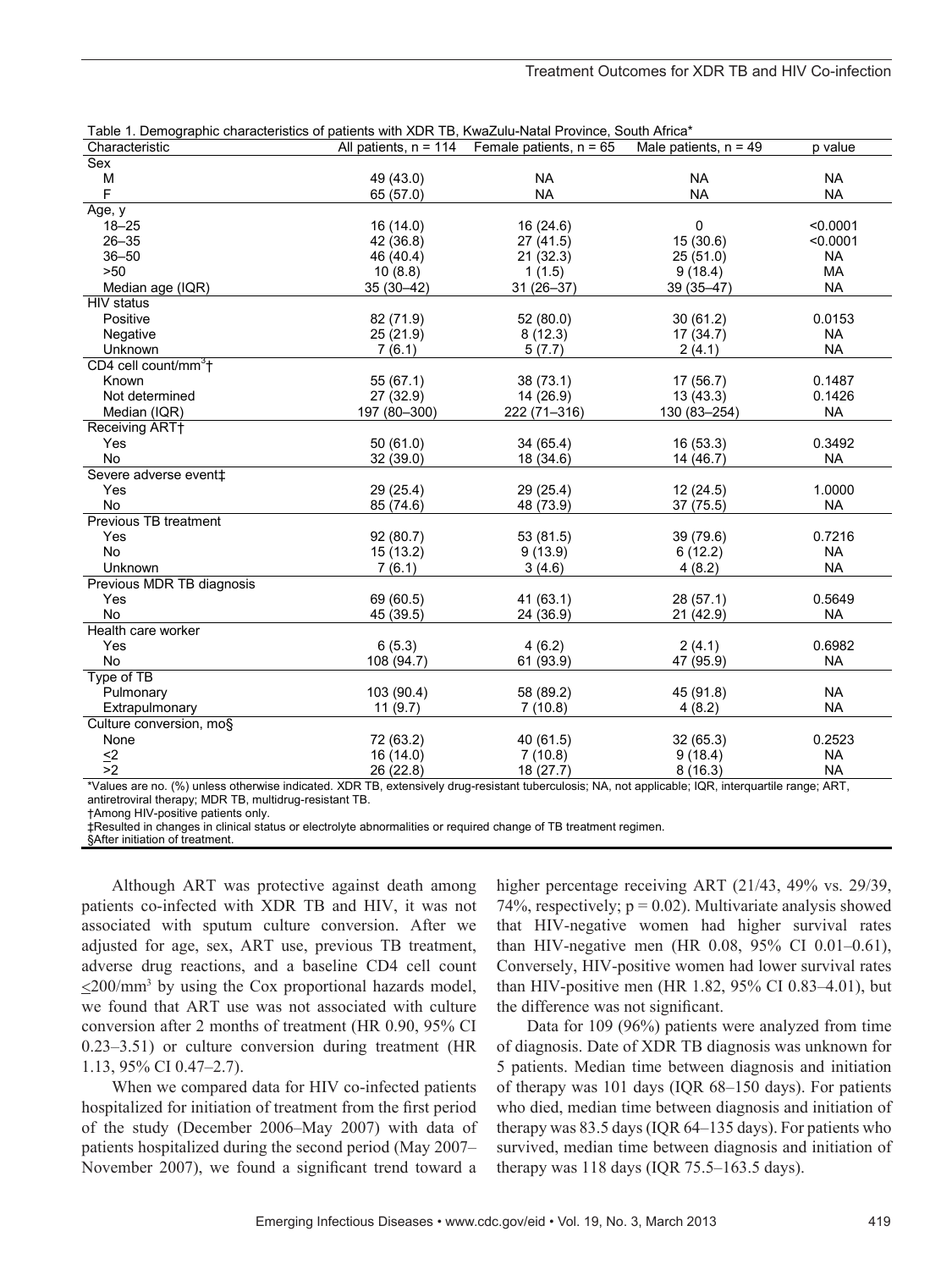Table 1. Demographic characteristics of patients with XDR TB, KwaZulu-Natal Province, South Africa*

| Characteristic | All patients, n = 114 | Female patients, n = 65 | Male patients, n = 49 | p value |
|---|---|---|---|---|
| Sex | | | | |
| M | 49 (43.0) | NA | NA | NA |
| F | 65 (57.0) | NA | NA | NA |
| Age, y | | | | |
| 18–25 | 16 (14.0) | 16 (24.6) | 0 | <0.0001 |
| 26–35 | 42 (36.8) | 27 (41.5) | 15 (30.6) | <0.0001 |
| 36–50 | 46 (40.4) | 21 (32.3) | 25 (51.0) | NA |
| >50 | 10 (8.8) | 1 (1.5) | 9 (18.4) | MA |
| Median age (IQR) | 35 (30–42) | 31 (26–37) | 39 (35–47) | NA |
| HIV status | | | | |
| Positive | 82 (71.9) | 52 (80.0) | 30 (61.2) | 0.0153 |
| Negative | 25 (21.9) | 8 (12.3) | 17 (34.7) | NA |
| Unknown | 7 (6.1) | 5 (7.7) | 2 (4.1) | NA |
| CD4 cell count/mm$^3$† | | | | |
| Known | 55 (67.1) | 38 (73.1) | 17 (56.7) | 0.1487 |
| Not determined | 27 (32.9) | 14 (26.9) | 13 (43.3) | 0.1426 |
| Median (IQR) | 197 (80–300) | 222 (71–316) | 130 (83–254) | NA |
| Receiving ART† | | | | |
| Yes | 50 (61.0) | 34 (65.4) | 16 (53.3) | 0.3492 |
| No | 32 (39.0) | 18 (34.6) | 14 (46.7) | NA |
| Severe adverse event‡ | | | | |
| Yes | 29 (25.4) | 29 (25.4) | 12 (24.5) | 1.0000 |
| No | 85 (74.6) | 48 (73.9) | 37 (75.5) | NA |
| Previous TB treatment | | | | |
| Yes | 92 (80.7) | 53 (81.5) | 39 (79.6) | 0.7216 |
| No | 15 (13.2) | 9 (13.9) | 6 (12.2) | NA |
| Unknown | 7 (6.1) | 3 (4.6) | 4 (8.2) | NA |
| Previous MDR TB diagnosis | | | | |
| Yes | 69 (60.5) | 41 (63.1) | 28 (57.1) | 0.5649 |
| No | 45 (39.5) | 24 (36.9) | 21 (42.9) | NA |
| Health care worker | | | | |
| Yes | 6 (5.3) | 4 (6.2) | 2 (4.1) | 0.6982 |
| No | 108 (94.7) | 61 (93.9) | 47 (95.9) | NA |
| Type of TB | | | | |
| Pulmonary | 103 (90.4) | 58 (89.2) | 45 (91.8) | NA |
| Extrapulmonary | 11 (9.7) | 7 (10.8) | 4 (8.2) | NA |
| Culture conversion, mo§ | | | | |
| None | 72 (63.2) | 40 (61.5) | 32 (65.3) | 0.2523 |
| ≤2 | 16 (14.0) | 7 (10.8) | 9 (18.4) | NA |
| >2 | 26 (22.8) | 18 (27.7) | 8 (16.3) | NA |

*Values are no. (%) unless otherwise indicated. XDR TB, extensively drug-resistant tuberculosis; NA, not applicable; IQR, interquartile range; ART, antiretroviral therapy; MDR TB, multidrug-resistant TB.
†Among HIV-positive patients only.
‡Resulted in changes in clinical status or electrolyte abnormalities or required change of TB treatment regimen.
§After initiation of treatment.

Although ART was protective against death among patients co-infected with XDR TB and HIV, it was not associated with sputum culture conversion. After we adjusted for age, sex, ART use, previous TB treatment, adverse drug reactions, and a baseline CD4 cell count ≤200/mm$^3$ by using the Cox proportional hazards model, we found that ART use was not associated with culture conversion after 2 months of treatment (HR 0.90, 95% CI 0.23–3.51) or culture conversion during treatment (HR 1.13, 95% CI 0.47–2.7).

When we compared data for HIV co-infected patients hospitalized for initiation of treatment from the first period of the study (December 2006–May 2007) with data of patients hospitalized during the second period (May 2007–November 2007), we found a significant trend toward a higher percentage receiving ART (21/43, 49% vs. 29/39, 74%, respectively; $p = 0.02$). Multivariate analysis showed that HIV-negative women had higher survival rates than HIV-negative men (HR 0.08, 95% CI 0.01–0.61), Conversely, HIV-positive women had lower survival rates than HIV-positive men (HR 1.82, 95% CI 0.83–4.01), but the difference was not significant.

Data for 109 (96%) patients were analyzed from time of diagnosis. Date of XDR TB diagnosis was unknown for 5 patients. Median time between diagnosis and initiation of therapy was 101 days (IQR 68–150 days). For patients who died, median time between diagnosis and initiation of therapy was 83.5 days (IQR 64–135 days). For patients who survived, median time between diagnosis and initiation of therapy was 118 days (IQR 75.5–163.5 days).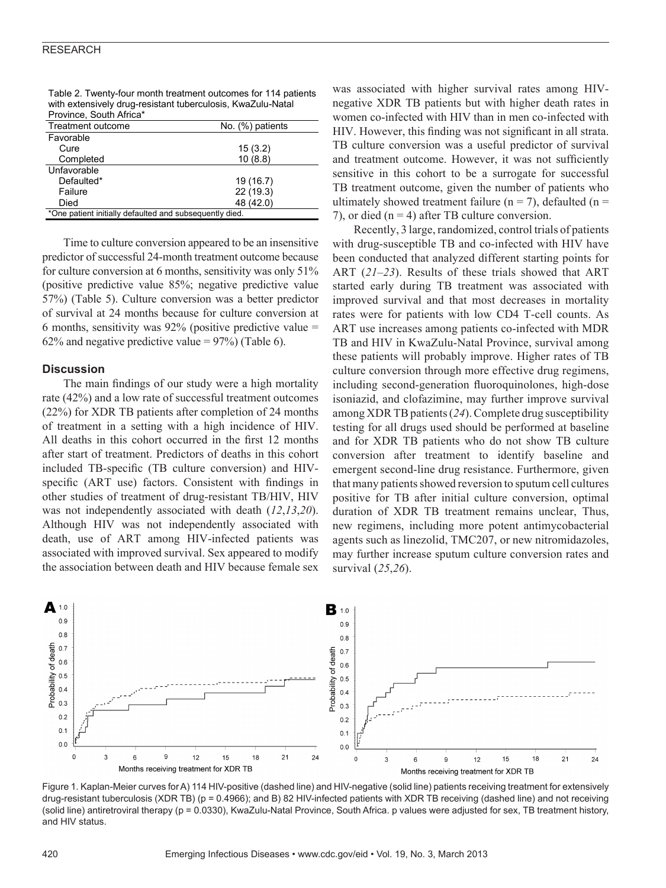Table 2. Twenty-four month treatment outcomes for 114 patients with extensively drug-resistant tuberculosis, KwaZulu-Natal Province, South Africa*

| Treatment outcome | No. (%) patients |
|---|---|
| Favorable | |
| Cure | 15 (3.2) |
| Completed | 10 (8.8) |
| Unfavorable | |
| Defaulted* | 19 (16.7) |
| Failure | 22 (19.3) |
| Died | 48 (42.0) |

*One patient initially defaulted and subsequently died.

Time to culture conversion appeared to be an insensitive predictor of successful 24-month treatment outcome because for culture conversion at 6 months, sensitivity was only 51% (positive predictive value 85%; negative predictive value 57%) (Table 5). Culture conversion was a better predictor of survival at 24 months because for culture conversion at 6 months, sensitivity was 92% (positive predictive value = 62% and negative predictive value = 97%) (Table 6).

## Discussion

The main findings of our study were a high mortality rate (42%) and a low rate of successful treatment outcomes (22%) for XDR TB patients after completion of 24 months of treatment in a setting with a high incidence of HIV. All deaths in this cohort occurred in the first 12 months after start of treatment. Predictors of deaths in this cohort included TB-specific (TB culture conversion) and HIV-specific (ART use) factors. Consistent with findings in other studies of treatment of drug-resistant TB/HIV, HIV was not independently associated with death (*12*,*13*,*20*). Although HIV was not independently associated with death, use of ART among HIV-infected patients was associated with improved survival. Sex appeared to modify the association between death and HIV because female sex was associated with higher survival rates among HIV-negative XDR TB patients but with higher death rates in women co-infected with HIV than in men co-infected with HIV. However, this finding was not significant in all strata. TB culture conversion was a useful predictor of survival and treatment outcome. However, it was not sufficiently sensitive in this cohort to be a surrogate for successful TB treatment outcome, given the number of patients who ultimately showed treatment failure (n = 7), defaulted (n = 7), or died (n = 4) after TB culture conversion.

Recently, 3 large, randomized, control trials of patients with drug-susceptible TB and co-infected with HIV have been conducted that analyzed different starting points for ART (*21*–*23*). Results of these trials showed that ART started early during TB treatment was associated with improved survival and that most decreases in mortality rates were for patients with low CD4 T-cell counts. As ART use increases among patients co-infected with MDR TB and HIV in KwaZulu-Natal Province, survival among these patients will probably improve. Higher rates of TB culture conversion through more effective drug regimens, including second-generation fluoroquinolones, high-dose isoniazid, and clofazimine, may further improve survival among XDR TB patients (*24*). Complete drug susceptibility testing for all drugs used should be performed at baseline and for XDR TB patients who do not show TB culture conversion after treatment to identify baseline and emergent second-line drug resistance. Furthermore, given that many patients showed reversion to sputum cell cultures positive for TB after initial culture conversion, optimal duration of XDR TB treatment remains unclear, Thus, new regimens, including more potent antimycobacterial agents such as linezolid, TMC207, or new nitromidazoles, may further increase sputum culture conversion rates and survival (*25*,*26*).

Figure 1. Kaplan-Meier curves for A) 114 HIV-positive (dashed line) and HIV-negative (solid line) patients receiving treatment for extensively drug-resistant tuberculosis (XDR TB) (p = 0.4966); and B) 82 HIV-infected patients with XDR TB receiving (dashed line) and not receiving (solid line) antiretroviral therapy (p = 0.0330), KwaZulu-Natal Province, South Africa. p values were adjusted for sex, TB treatment history, and HIV status.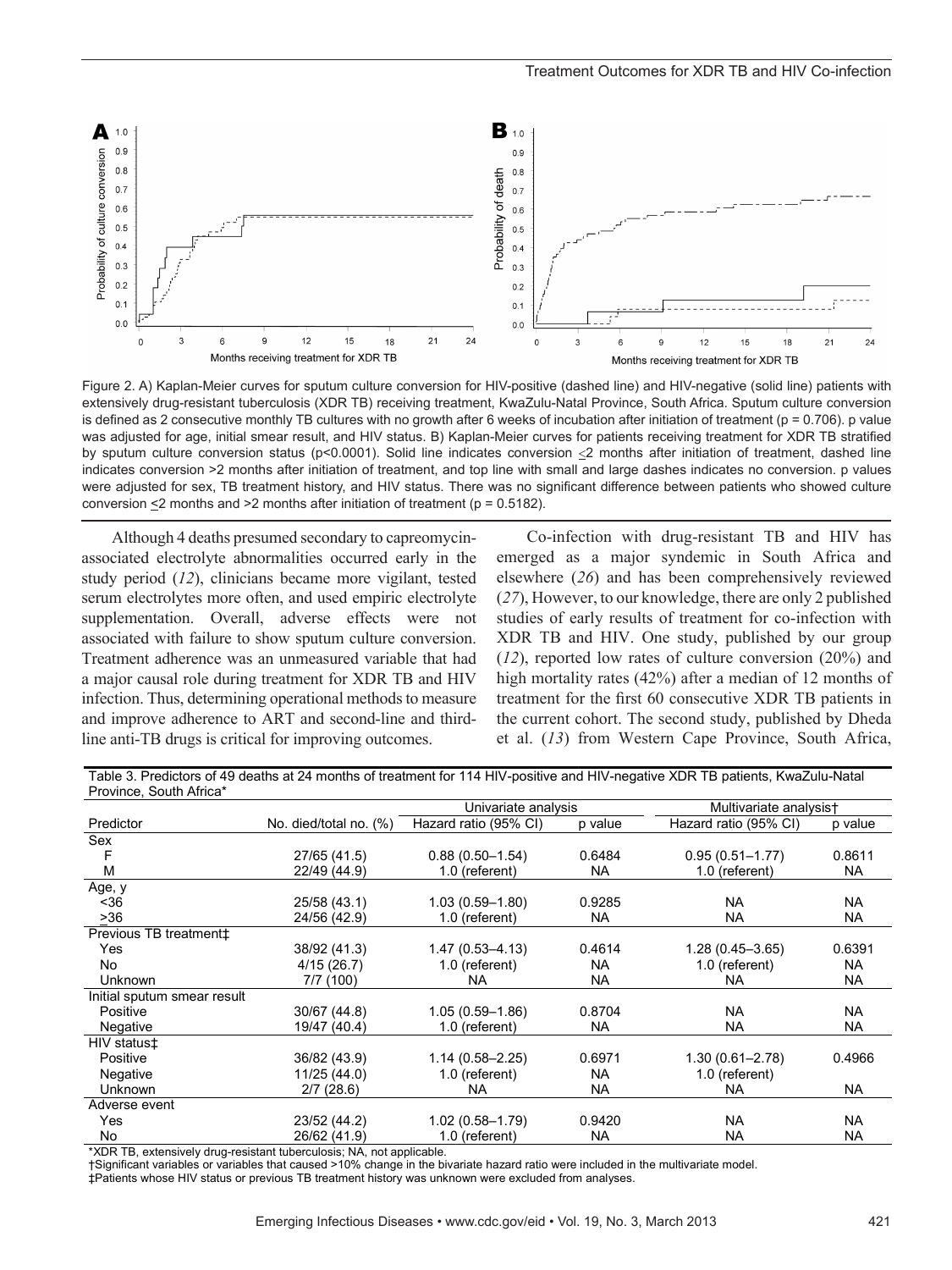Figure 2. A) Kaplan-Meier curves for sputum culture conversion for HIV-positive (dashed line) and HIV-negative (solid line) patients with extensively drug-resistant tuberculosis (XDR TB) receiving treatment, KwaZulu-Natal Province, South Africa. Sputum culture conversion is defined as 2 consecutive monthly TB cultures with no growth after 6 weeks of incubation after initiation of treatment (p = 0.706). p value was adjusted for age, initial smear result, and HIV status. B) Kaplan-Meier curves for patients receiving treatment for XDR TB stratified by sputum culture conversion status (p<0.0001). Solid line indicates conversion ≤2 months after initiation of treatment, dashed line indicates conversion >2 months after initiation of treatment, and top line with small and large dashes indicates no conversion. p values were adjusted for sex, TB treatment history, and HIV status. There was no significant difference between patients who showed culture conversion ≤2 months and >2 months after initiation of treatment (p = 0.5182).

Although 4 deaths presumed secondary to capreomycin-associated electrolyte abnormalities occurred early in the study period (*12*), clinicians became more vigilant, tested serum electrolytes more often, and used empiric electrolyte supplementation. Overall, adverse effects were not associated with failure to show sputum culture conversion. Treatment adherence was an unmeasured variable that had a major causal role during treatment for XDR TB and HIV infection. Thus, determining operational methods to measure and improve adherence to ART and second-line and third-line anti-TB drugs is critical for improving outcomes.

Co-infection with drug-resistant TB and HIV has emerged as a major syndemic in South Africa and elsewhere (*26*) and has been comprehensively reviewed (*27*), However, to our knowledge, there are only 2 published studies of early results of treatment for co-infection with XDR TB and HIV. One study, published by our group (*12*), reported low rates of culture conversion (20%) and high mortality rates (42%) after a median of 12 months of treatment for the first 60 consecutive XDR TB patients in the current cohort. The second study, published by Dheda et al. (*13*) from Western Cape Province, South Africa,

Table 3. Predictors of 49 deaths at 24 months of treatment for 114 HIV-positive and HIV-negative XDR TB patients, KwaZulu-Natal Province, South Africa*

| Predictor | No. died/total no. (%) | Univariate analysis | | Multivariate analysis† | |
|---|---|---|---|---|---|
| | | Hazard ratio (95% CI) | p value | Hazard ratio (95% CI) | p value |
| Sex | | | | | |
| F | 27/65 (41.5) | 0.88 (0.50–1.54) | 0.6484 | 0.95 (0.51–1.77) | 0.8611 |
| M | 22/49 (44.9) | 1.0 (referent) | NA | 1.0 (referent) | NA |
| Age, y | | | | | |
| <36 | 25/58 (43.1) | 1.03 (0.59–1.80) | 0.9285 | NA | NA |
| ≥36 | 24/56 (42.9) | 1.0 (referent) | NA | NA | NA |
| Previous TB treatment‡ | | | | | |
| Yes | 38/92 (41.3) | 1.47 (0.53–4.13) | 0.4614 | 1.28 (0.45–3.65) | 0.6391 |
| No | 4/15 (26.7) | 1.0 (referent) | NA | 1.0 (referent) | NA |
| Unknown | 7/7 (100) | NA | NA | NA | NA |
| Initial sputum smear result | | | | | |
| Positive | 30/67 (44.8) | 1.05 (0.59–1.86) | 0.8704 | NA | NA |
| Negative | 19/47 (40.4) | 1.0 (referent) | NA | NA | NA |
| HIV status‡ | | | | | |
| Positive | 36/82 (43.9) | 1.14 (0.58–2.25) | 0.6971 | 1.30 (0.61–2.78) | 0.4966 |
| Negative | 11/25 (44.0) | 1.0 (referent) | NA | 1.0 (referent) | |
| Unknown | 2/7 (28.6) | NA | NA | NA | NA |
| Adverse event | | | | | |
| Yes | 23/52 (44.2) | 1.02 (0.58–1.79) | 0.9420 | NA | NA |
| No | 26/62 (41.9) | 1.0 (referent) | NA | NA | NA |

*XDR TB, extensively drug-resistant tuberculosis; NA, not applicable.
†Significant variables or variables that caused >10% change in the bivariate hazard ratio were included in the multivariate model.
‡Patients whose HIV status or previous TB treatment history was unknown were excluded from analyses.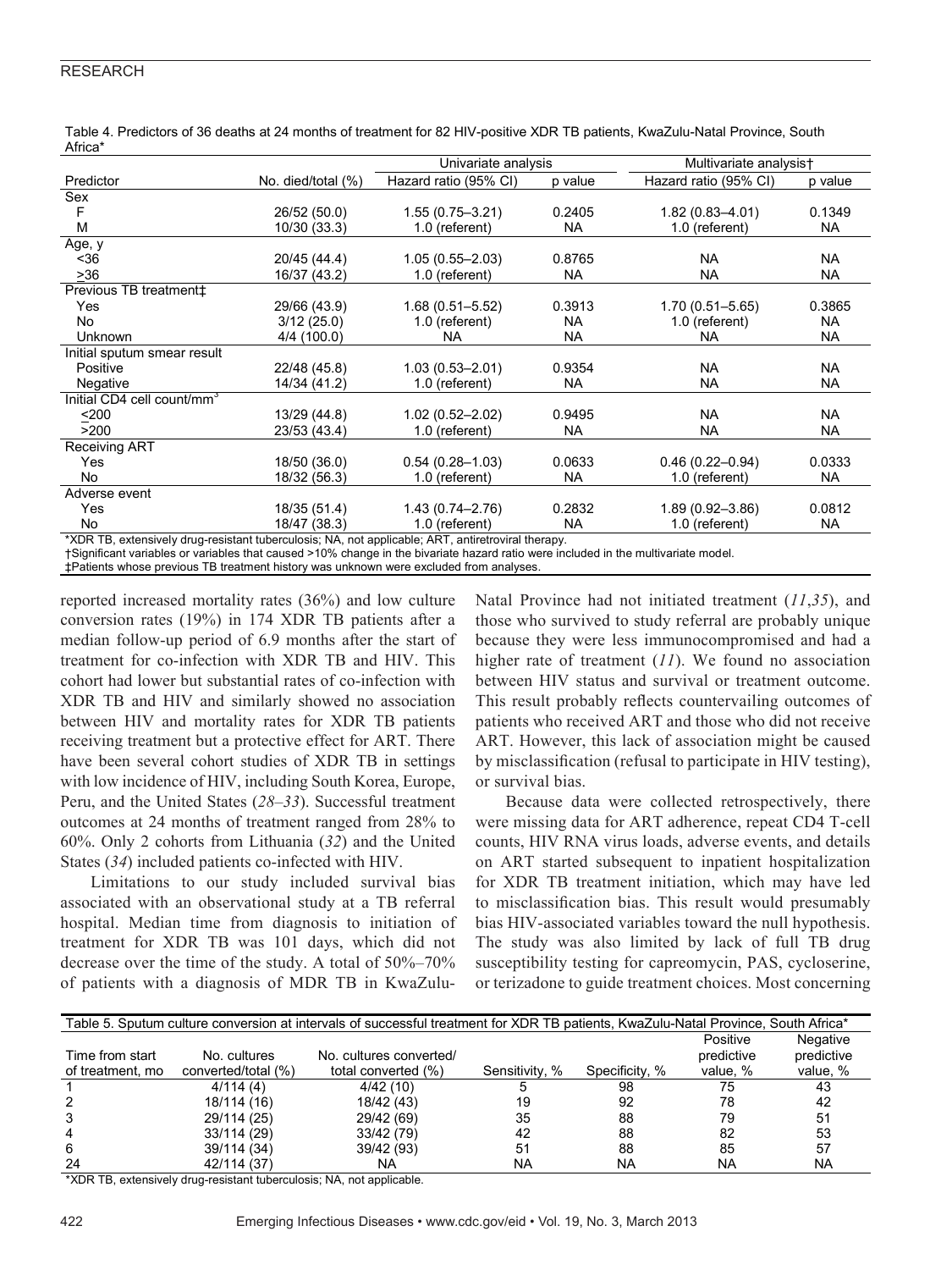Table 4. Predictors of 36 deaths at 24 months of treatment for 82 HIV-positive XDR TB patients, KwaZulu-Natal Province, South Africa*

| Predictor | No. died/total (%) | Univariate analysis | | Multivariate analysis† | |
|---|---|---|---|---|---|
| | | Hazard ratio (95% CI) | p value | Hazard ratio (95% CI) | p value |
| Sex | | | | | |
| F | 26/52 (50.0) | 1.55 (0.75–3.21) | 0.2405 | 1.82 (0.83–4.01) | 0.1349 |
| M | 10/30 (33.3) | 1.0 (referent) | NA | 1.0 (referent) | NA |
| Age, y | | | | | |
| <36 | 20/45 (44.4) | 1.05 (0.55–2.03) | 0.8765 | NA | NA |
| ≥36 | 16/37 (43.2) | 1.0 (referent) | NA | NA | NA |
| Previous TB treatment‡ | | | | | |
| Yes | 29/66 (43.9) | 1.68 (0.51–5.52) | 0.3913 | 1.70 (0.51–5.65) | 0.3865 |
| No | 3/12 (25.0) | 1.0 (referent) | NA | 1.0 (referent) | NA |
| Unknown | 4/4 (100.0) | NA | NA | NA | NA |
| Initial sputum smear result | | | | | |
| Positive | 22/48 (45.8) | 1.03 (0.53–2.01) | 0.9354 | NA | NA |
| Negative | 14/34 (41.2) | 1.0 (referent) | NA | NA | NA |
| Initial CD4 cell count/mm$^3$ | | | | | |
| ≤200 | 13/29 (44.8) | 1.02 (0.52–2.02) | 0.9495 | NA | NA |
| >200 | 23/53 (43.4) | 1.0 (referent) | NA | NA | NA |
| Receiving ART | | | | | |
| Yes | 18/50 (36.0) | 0.54 (0.28–1.03) | 0.0633 | 0.46 (0.22–0.94) | 0.0333 |
| No | 18/32 (56.3) | 1.0 (referent) | NA | 1.0 (referent) | NA |
| Adverse event | | | | | |
| Yes | 18/35 (51.4) | 1.43 (0.74–2.76) | 0.2832 | 1.89 (0.92–3.86) | 0.0812 |
| No | 18/47 (38.3) | 1.0 (referent) | NA | 1.0 (referent) | NA |

*XDR TB, extensively drug-resistant tuberculosis; NA, not applicable; ART, antiretroviral therapy.
†Significant variables or variables that caused >10% change in the bivariate hazard ratio were included in the multivariate model.
‡Patients whose previous TB treatment history was unknown were excluded from analyses.

reported increased mortality rates (36%) and low culture conversion rates (19%) in 174 XDR TB patients after a median follow-up period of 6.9 months after the start of treatment for co-infection with XDR TB and HIV. This cohort had lower but substantial rates of co-infection with XDR TB and HIV and similarly showed no association between HIV and mortality rates for XDR TB patients receiving treatment but a protective effect for ART. There have been several cohort studies of XDR TB in settings with low incidence of HIV, including South Korea, Europe, Peru, and the United States (*28*–*33*). Successful treatment outcomes at 24 months of treatment ranged from 28% to 60%. Only 2 cohorts from Lithuania (*32*) and the United States (*34*) included patients co-infected with HIV.

Limitations to our study included survival bias associated with an observational study at a TB referral hospital. Median time from diagnosis to initiation of treatment for XDR TB was 101 days, which did not decrease over the time of the study. A total of 50%–70% of patients with a diagnosis of MDR TB in KwaZulu-Natal Province had not initiated treatment (*11*,*35*), and those who survived to study referral are probably unique because they were less immunocompromised and had a higher rate of treatment (*11*). We found no association between HIV status and survival or treatment outcome. This result probably reflects countervailing outcomes of patients who received ART and those who did not receive ART. However, this lack of association might be caused by misclassification (refusal to participate in HIV testing), or survival bias.

Because data were collected retrospectively, there were missing data for ART adherence, repeat CD4 T-cell counts, HIV RNA virus loads, adverse events, and details on ART started subsequent to inpatient hospitalization for XDR TB treatment initiation, which may have led to misclassification bias. This result would presumably bias HIV-associated variables toward the null hypothesis. The study was also limited by lack of full TB drug susceptibility testing for capreomycin, PAS, cycloserine, or terizadone to guide treatment choices. Most concerning

Table 5. Sputum culture conversion at intervals of successful treatment for XDR TB patients, KwaZulu-Natal Province, South Africa*

| Time from start of treatment, mo | No. cultures converted/total (%) | No. cultures converted/total converted (%) | Sensitivity, % | Specificity, % | Positive predictive value, % | Negative predictive value, % |
|---|---|---|---|---|---|---|
| 1 | 4/114 (4) | 4/42 (10) | 5 | 98 | 75 | 43 |
| 2 | 18/114 (16) | 18/42 (43) | 19 | 92 | 78 | 42 |
| 3 | 29/114 (25) | 29/42 (69) | 35 | 88 | 79 | 51 |
| 4 | 33/114 (29) | 33/42 (79) | 42 | 88 | 82 | 53 |
| 6 | 39/114 (34) | 39/42 (93) | 51 | 88 | 85 | 57 |
| 24 | 42/114 (37) | NA | NA | NA | NA | NA |

*XDR TB, extensively drug-resistant tuberculosis; NA, not applicable.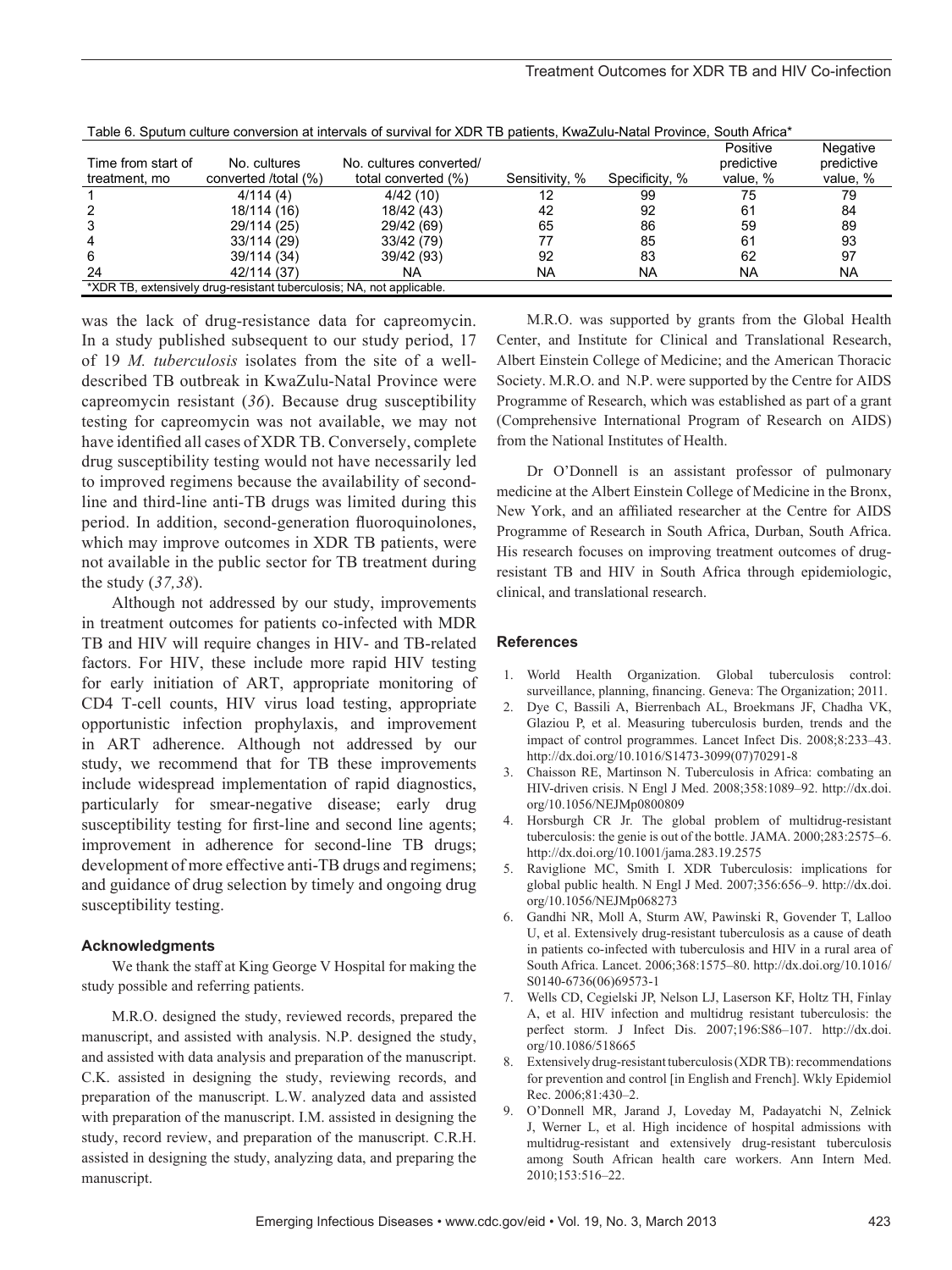Table 6. Sputum culture conversion at intervals of survival for XDR TB patients, KwaZulu-Natal Province, South Africa*

| Time from start of treatment, mo | No. cultures converted /total (%) | No. cultures converted/ total converted (%) | Sensitivity, % | Specificity, % | Positive predictive value, % | Negative predictive value, % |
|---|---|---|---|---|---|---|
| 1 | 4/114 (4) | 4/42 (10) | 12 | 99 | 75 | 79 |
| 2 | 18/114 (16) | 18/42 (43) | 42 | 92 | 61 | 84 |
| 3 | 29/114 (25) | 29/42 (69) | 65 | 86 | 59 | 89 |
| 4 | 33/114 (29) | 33/42 (79) | 77 | 85 | 61 | 93 |
| 6 | 39/114 (34) | 39/42 (93) | 92 | 83 | 62 | 97 |
| 24 | 42/114 (37) | NA | NA | NA | NA | NA |

*XDR TB, extensively drug-resistant tuberculosis; NA, not applicable.

was the lack of drug-resistance data for capreomycin. In a study published subsequent to our study period, 17 of 19 *M. tuberculosis* isolates from the site of a well-described TB outbreak in KwaZulu-Natal Province were capreomycin resistant (*36*). Because drug susceptibility testing for capreomycin was not available, we may not have identified all cases of XDR TB. Conversely, complete drug susceptibility testing would not have necessarily led to improved regimens because the availability of second-line and third-line anti-TB drugs was limited during this period. In addition, second-generation fluoroquinolones, which may improve outcomes in XDR TB patients, were not available in the public sector for TB treatment during the study (*37,38*).

Although not addressed by our study, improvements in treatment outcomes for patients co-infected with MDR TB and HIV will require changes in HIV- and TB-related factors. For HIV, these include more rapid HIV testing for early initiation of ART, appropriate monitoring of CD4 T-cell counts, HIV virus load testing, appropriate opportunistic infection prophylaxis, and improvement in ART adherence. Although not addressed by our study, we recommend that for TB these improvements include widespread implementation of rapid diagnostics, particularly for smear-negative disease; early drug susceptibility testing for first-line and second line agents; improvement in adherence for second-line TB drugs; development of more effective anti-TB drugs and regimens; and guidance of drug selection by timely and ongoing drug susceptibility testing.

#### Acknowledgments

We thank the staff at King George V Hospital for making the study possible and referring patients.

M.R.O. designed the study, reviewed records, prepared the manuscript, and assisted with analysis. N.P. designed the study, and assisted with data analysis and preparation of the manuscript. C.K. assisted in designing the study, reviewing records, and preparation of the manuscript. L.W. analyzed data and assisted with preparation of the manuscript. I.M. assisted in designing the study, record review, and preparation of the manuscript. C.R.H. assisted in designing the study, analyzing data, and preparing the manuscript.

M.R.O. was supported by grants from the Global Health Center, and Institute for Clinical and Translational Research, Albert Einstein College of Medicine; and the American Thoracic Society. M.R.O. and N.P. were supported by the Centre for AIDS Programme of Research, which was established as part of a grant (Comprehensive International Program of Research on AIDS) from the National Institutes of Health.

Dr O'Donnell is an assistant professor of pulmonary medicine at the Albert Einstein College of Medicine in the Bronx, New York, and an affiliated researcher at the Centre for AIDS Programme of Research in South Africa, Durban, South Africa. His research focuses on improving treatment outcomes of drug-resistant TB and HIV in South Africa through epidemiologic, clinical, and translational research.

### References

1. World Health Organization. Global tuberculosis control: surveillance, planning, financing. Geneva: The Organization; 2011.
2. Dye C, Bassili A, Bierrenbach AL, Broekmans JF, Chadha VK, Glaziou P, et al. Measuring tuberculosis burden, trends and the impact of control programmes. Lancet Infect Dis. 2008;8:233–43. http://dx.doi.org/10.1016/S1473-3099(07)70291-8
3. Chaisson RE, Martinson N. Tuberculosis in Africa: combating an HIV-driven crisis. N Engl J Med. 2008;358:1089–92. http://dx.doi.org/10.1056/NEJMp0800809
4. Horsburgh CR Jr. The global problem of multidrug-resistant tuberculosis: the genie is out of the bottle. JAMA. 2000;283:2575–6. http://dx.doi.org/10.1001/jama.283.19.2575
5. Raviglione MC, Smith I. XDR Tuberculosis: implications for global public health. N Engl J Med. 2007;356:656–9. http://dx.doi.org/10.1056/NEJMp068273
6. Gandhi NR, Moll A, Sturm AW, Pawinski R, Govender T, Lalloo U, et al. Extensively drug-resistant tuberculosis as a cause of death in patients co-infected with tuberculosis and HIV in a rural area of South Africa. Lancet. 2006;368:1575–80. http://dx.doi.org/10.1016/S0140-6736(06)69573-1
7. Wells CD, Cegielski JP, Nelson LJ, Laserson KF, Holtz TH, Finlay A, et al. HIV infection and multidrug resistant tuberculosis: the perfect storm. J Infect Dis. 2007;196:S86–107. http://dx.doi.org/10.1086/518665
8. Extensively drug-resistant tuberculosis (XDR TB): recommendations for prevention and control [in English and French]. Wkly Epidemiol Rec. 2006;81:430–2.
9. O'Donnell MR, Jarand J, Loveday M, Padayatchi N, Zelnick J, Werner L, et al. High incidence of hospital admissions with multidrug-resistant and extensively drug-resistant tuberculosis among South African health care workers. Ann Intern Med. 2010;153:516–22.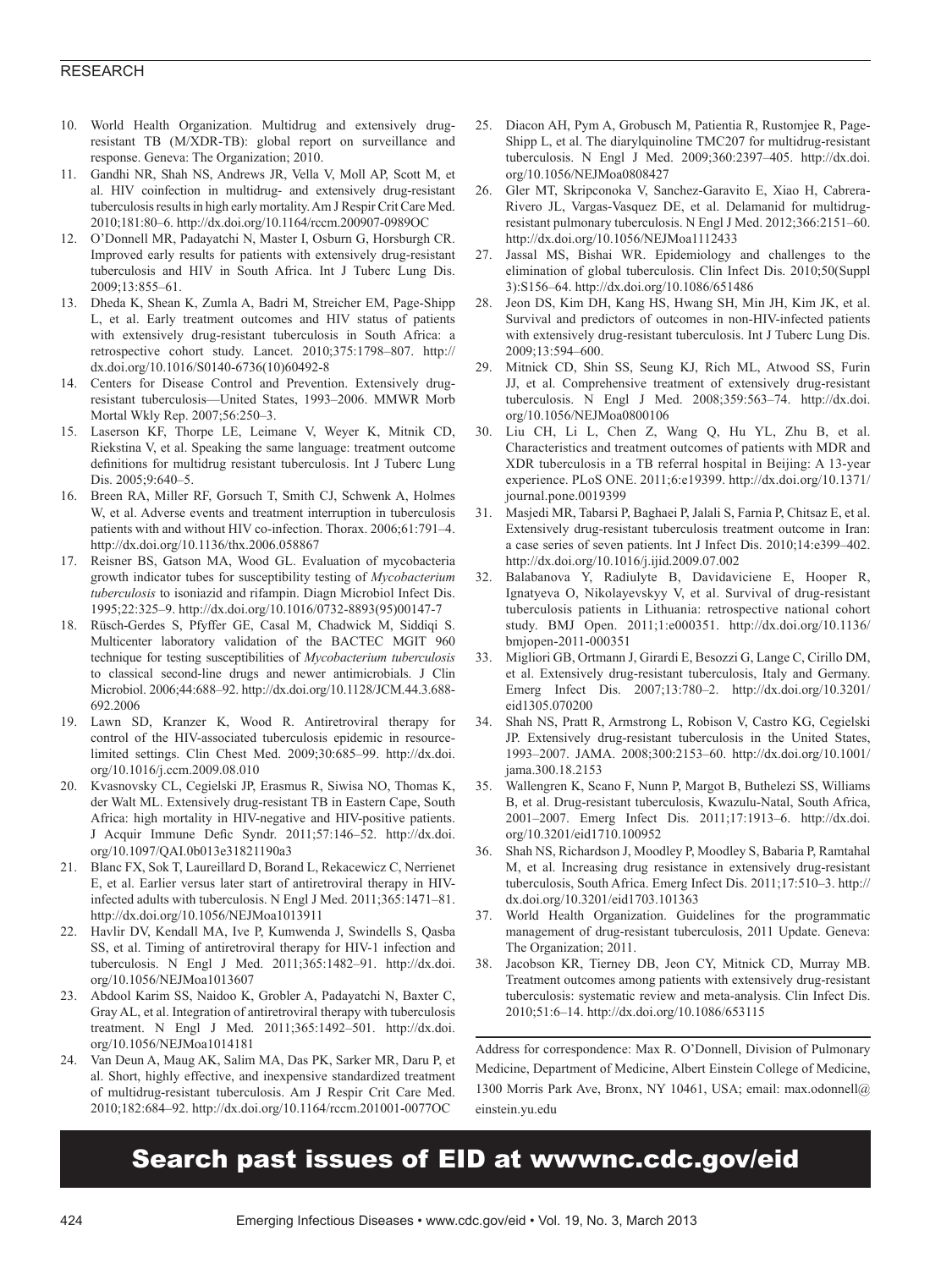10. World Health Organization. Multidrug and extensively drug-resistant TB (M/XDR-TB): global report on surveillance and response. Geneva: The Organization; 2010.
11. Gandhi NR, Shah NS, Andrews JR, Vella V, Moll AP, Scott M, et al. HIV coinfection in multidrug- and extensively drug-resistant tuberculosis results in high early mortality. Am J Respir Crit Care Med. 2010;181:80–6. http://dx.doi.org/10.1164/rccm.200907-0989OC
12. O'Donnell MR, Padayatchi N, Master I, Osburn G, Horsburgh CR. Improved early results for patients with extensively drug-resistant tuberculosis and HIV in South Africa. Int J Tuberc Lung Dis. 2009;13:855–61.
13. Dheda K, Shean K, Zumla A, Badri M, Streicher EM, Page-Shipp L, et al. Early treatment outcomes and HIV status of patients with extensively drug-resistant tuberculosis in South Africa: a retrospective cohort study. Lancet. 2010;375:1798–807. http://dx.doi.org/10.1016/S0140-6736(10)60492-8
14. Centers for Disease Control and Prevention. Extensively drug-resistant tuberculosis—United States, 1993–2006. MMWR Morb Mortal Wkly Rep. 2007;56:250–3.
15. Laserson KF, Thorpe LE, Leimane V, Weyer K, Mitnik CD, Riekstina V, et al. Speaking the same language: treatment outcome definitions for multidrug resistant tuberculosis. Int J Tuberc Lung Dis. 2005;9:640–5.
16. Breen RA, Miller RF, Gorsuch T, Smith CJ, Schwenk A, Holmes W, et al. Adverse events and treatment interruption in tuberculosis patients with and without HIV co-infection. Thorax. 2006;61:791–4. http://dx.doi.org/10.1136/thx.2006.058867
17. Reisner BS, Gatson MA, Wood GL. Evaluation of mycobacteria growth indicator tubes for susceptibility testing of *Mycobacterium tuberculosis* to isoniazid and rifampin. Diagn Microbiol Infect Dis. 1995;22:325–9. http://dx.doi.org/10.1016/0732-8893(95)00147-7
18. Rüsch-Gerdes S, Pfyffer GE, Casal M, Chadwick M, Siddiqi S. Multicenter laboratory validation of the BACTEC MGIT 960 technique for testing susceptibilities of *Mycobacterium tuberculosis* to classical second-line drugs and newer antimicrobials. J Clin Microbiol. 2006;44:688–92. http://dx.doi.org/10.1128/JCM.44.3.688-692.2006
19. Lawn SD, Kranzer K, Wood R. Antiretroviral therapy for control of the HIV-associated tuberculosis epidemic in resource-limited settings. Clin Chest Med. 2009;30:685–99. http://dx.doi.org/10.1016/j.ccm.2009.08.010
20. Kvasnovsky CL, Cegielski JP, Erasmus R, Siwisa NO, Thomas K, der Walt ML. Extensively drug-resistant TB in Eastern Cape, South Africa: high mortality in HIV-negative and HIV-positive patients. J Acquir Immune Defic Syndr. 2011;57:146–52. http://dx.doi.org/10.1097/QAI.0b013e31821190a3
21. Blanc FX, Sok T, Laureillard D, Borand L, Rekacewicz C, Nerrienet E, et al. Earlier versus later start of antiretroviral therapy in HIV-infected adults with tuberculosis. N Engl J Med. 2011;365:1471–81. http://dx.doi.org/10.1056/NEJMoa1013911
22. Havlir DV, Kendall MA, Ive P, Kumwenda J, Swindells S, Qasba SS, et al. Timing of antiretroviral therapy for HIV-1 infection and tuberculosis. N Engl J Med. 2011;365:1482–91. http://dx.doi.org/10.1056/NEJMoa1013607
23. Abdool Karim SS, Naidoo K, Grobler A, Padayatchi N, Baxter C, Gray AL, et al. Integration of antiretroviral therapy with tuberculosis treatment. N Engl J Med. 2011;365:1492–501. http://dx.doi.org/10.1056/NEJMoa1014181
24. Van Deun A, Maug AK, Salim MA, Das PK, Sarker MR, Daru P, et al. Short, highly effective, and inexpensive standardized treatment of multidrug-resistant tuberculosis. Am J Respir Crit Care Med. 2010;182:684–92. http://dx.doi.org/10.1164/rccm.201001-0077OC
25. Diacon AH, Pym A, Grobusch M, Patientia R, Rustomjee R, Page-Shipp L, et al. The diarylquinoline TMC207 for multidrug-resistant tuberculosis. N Engl J Med. 2009;360:2397–405. http://dx.doi.org/10.1056/NEJMoa0808427
26. Gler MT, Skripconoka V, Sanchez-Garavito E, Xiao H, Cabrera-Rivero JL, Vargas-Vasquez DE, et al. Delamanid for multidrug-resistant pulmonary tuberculosis. N Engl J Med. 2012;366:2151–60. http://dx.doi.org/10.1056/NEJMoa1112433
27. Jassal MS, Bishai WR. Epidemiology and challenges to the elimination of global tuberculosis. Clin Infect Dis. 2010;50(Suppl 3):S156–64. http://dx.doi.org/10.1086/651486
28. Jeon DS, Kim DH, Kang HS, Hwang SH, Min JH, Kim JK, et al. Survival and predictors of outcomes in non-HIV-infected patients with extensively drug-resistant tuberculosis. Int J Tuberc Lung Dis. 2009;13:594–600.
29. Mitnick CD, Shin SS, Seung KJ, Rich ML, Atwood SS, Furin JJ, et al. Comprehensive treatment of extensively drug-resistant tuberculosis. N Engl J Med. 2008;359:563–74. http://dx.doi.org/10.1056/NEJMoa0800106
30. Liu CH, Li L, Chen Z, Wang Q, Hu YL, Zhu B, et al. Characteristics and treatment outcomes of patients with MDR and XDR tuberculosis in a TB referral hospital in Beijing: A 13-year experience. PLoS ONE. 2011;6:e19399. http://dx.doi.org/10.1371/journal.pone.0019399
31. Masjedi MR, Tabarsi P, Baghaei P, Jalali S, Farnia P, Chitsaz E, et al. Extensively drug-resistant tuberculosis treatment outcome in Iran: a case series of seven patients. Int J Infect Dis. 2010;14:e399–402. http://dx.doi.org/10.1016/j.ijid.2009.07.002
32. Balabanova Y, Radiulyte B, Davidaviciene E, Hooper R, Ignatyeva O, Nikolayevskyy V, et al. Survival of drug-resistant tuberculosis patients in Lithuania: retrospective national cohort study. BMJ Open. 2011;1:e000351. http://dx.doi.org/10.1136/bmjopen-2011-000351
33. Migliori GB, Ortmann J, Girardi E, Besozzi G, Lange C, Cirillo DM, et al. Extensively drug-resistant tuberculosis, Italy and Germany. Emerg Infect Dis. 2007;13:780–2. http://dx.doi.org/10.3201/eid1305.070200
34. Shah NS, Pratt R, Armstrong L, Robison V, Castro KG, Cegielski JP. Extensively drug-resistant tuberculosis in the United States, 1993–2007. JAMA. 2008;300:2153–60. http://dx.doi.org/10.1001/jama.300.18.2153
35. Wallengren K, Scano F, Nunn P, Margot B, Buthelezi SS, Williams B, et al. Drug-resistant tuberculosis, Kwazulu-Natal, South Africa, 2001–2007. Emerg Infect Dis. 2011;17:1913–6. http://dx.doi.org/10.3201/eid1710.100952
36. Shah NS, Richardson J, Moodley P, Moodley S, Babaria P, Ramtahal M, et al. Increasing drug resistance in extensively drug-resistant tuberculosis, South Africa. Emerg Infect Dis. 2011;17:510–3. http://dx.doi.org/10.3201/eid1703.101363
37. World Health Organization. Guidelines for the programmatic management of drug-resistant tuberculosis, 2011 Update. Geneva: The Organization; 2011.
38. Jacobson KR, Tierney DB, Jeon CY, Mitnick CD, Murray MB. Treatment outcomes among patients with extensively drug-resistant tuberculosis: systematic review and meta-analysis. Clin Infect Dis. 2010;51:6–14. http://dx.doi.org/10.1086/653115

Address for correspondence: Max R. O'Donnell, Division of Pulmonary Medicine, Department of Medicine, Albert Einstein College of Medicine, 1300 Morris Park Ave, Bronx, NY 10461, USA; email: max.odonnell@einstein.yu.edu

**Search past issues of EID at wwwnc.cdc.gov/eid**